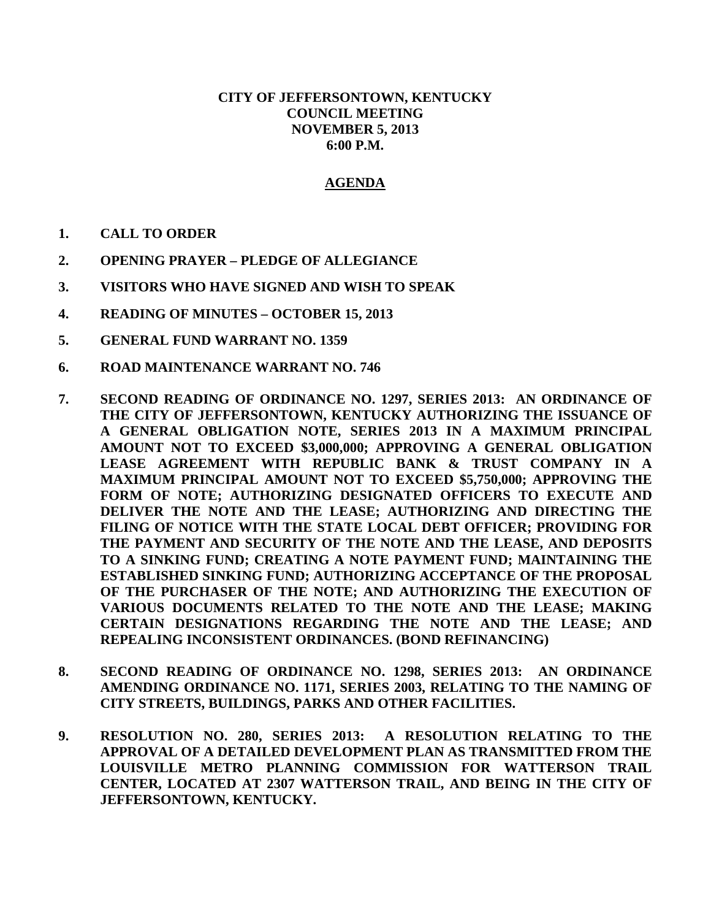**CITY OF JEFFERSONTOWN, KENTUCKY**
**COUNCIL MEETING**
**NOVEMBER 5, 2013**
**6:00 P.M.**

## AGENDA

1. **CALL TO ORDER**

2. **OPENING PRAYER – PLEDGE OF ALLEGIANCE**

3. **VISITORS WHO HAVE SIGNED AND WISH TO SPEAK**

4. **READING OF MINUTES – OCTOBER 15, 2013**

5. **GENERAL FUND WARRANT NO. 1359**

6. **ROAD MAINTENANCE WARRANT NO. 746**

7. **SECOND READING OF ORDINANCE NO. 1297, SERIES 2013: AN ORDINANCE OF THE CITY OF JEFFERSONTOWN, KENTUCKY AUTHORIZING THE ISSUANCE OF A GENERAL OBLIGATION NOTE, SERIES 2013 IN A MAXIMUM PRINCIPAL AMOUNT NOT TO EXCEED $3,000,000; APPROVING A GENERAL OBLIGATION LEASE AGREEMENT WITH REPUBLIC BANK & TRUST COMPANY IN A MAXIMUM PRINCIPAL AMOUNT NOT TO EXCEED $5,750,000; APPROVING THE FORM OF NOTE; AUTHORIZING DESIGNATED OFFICERS TO EXECUTE AND DELIVER THE NOTE AND THE LEASE; AUTHORIZING AND DIRECTING THE FILING OF NOTICE WITH THE STATE LOCAL DEBT OFFICER; PROVIDING FOR THE PAYMENT AND SECURITY OF THE NOTE AND THE LEASE, AND DEPOSITS TO A SINKING FUND; CREATING A NOTE PAYMENT FUND; MAINTAINING THE ESTABLISHED SINKING FUND; AUTHORIZING ACCEPTANCE OF THE PROPOSAL OF THE PURCHASER OF THE NOTE; AND AUTHORIZING THE EXECUTION OF VARIOUS DOCUMENTS RELATED TO THE NOTE AND THE LEASE; MAKING CERTAIN DESIGNATIONS REGARDING THE NOTE AND THE LEASE; AND REPEALING INCONSISTENT ORDINANCES. (BOND REFINANCING)**

8. **SECOND READING OF ORDINANCE NO. 1298, SERIES 2013: AN ORDINANCE AMENDING ORDINANCE NO. 1171, SERIES 2003, RELATING TO THE NAMING OF CITY STREETS, BUILDINGS, PARKS AND OTHER FACILITIES.**

9. **RESOLUTION NO. 280, SERIES 2013: A RESOLUTION RELATING TO THE APPROVAL OF A DETAILED DEVELOPMENT PLAN AS TRANSMITTED FROM THE LOUISVILLE METRO PLANNING COMMISSION FOR WATTERSON TRAIL CENTER, LOCATED AT 2307 WATTERSON TRAIL, AND BEING IN THE CITY OF JEFFERSONTOWN, KENTUCKY.**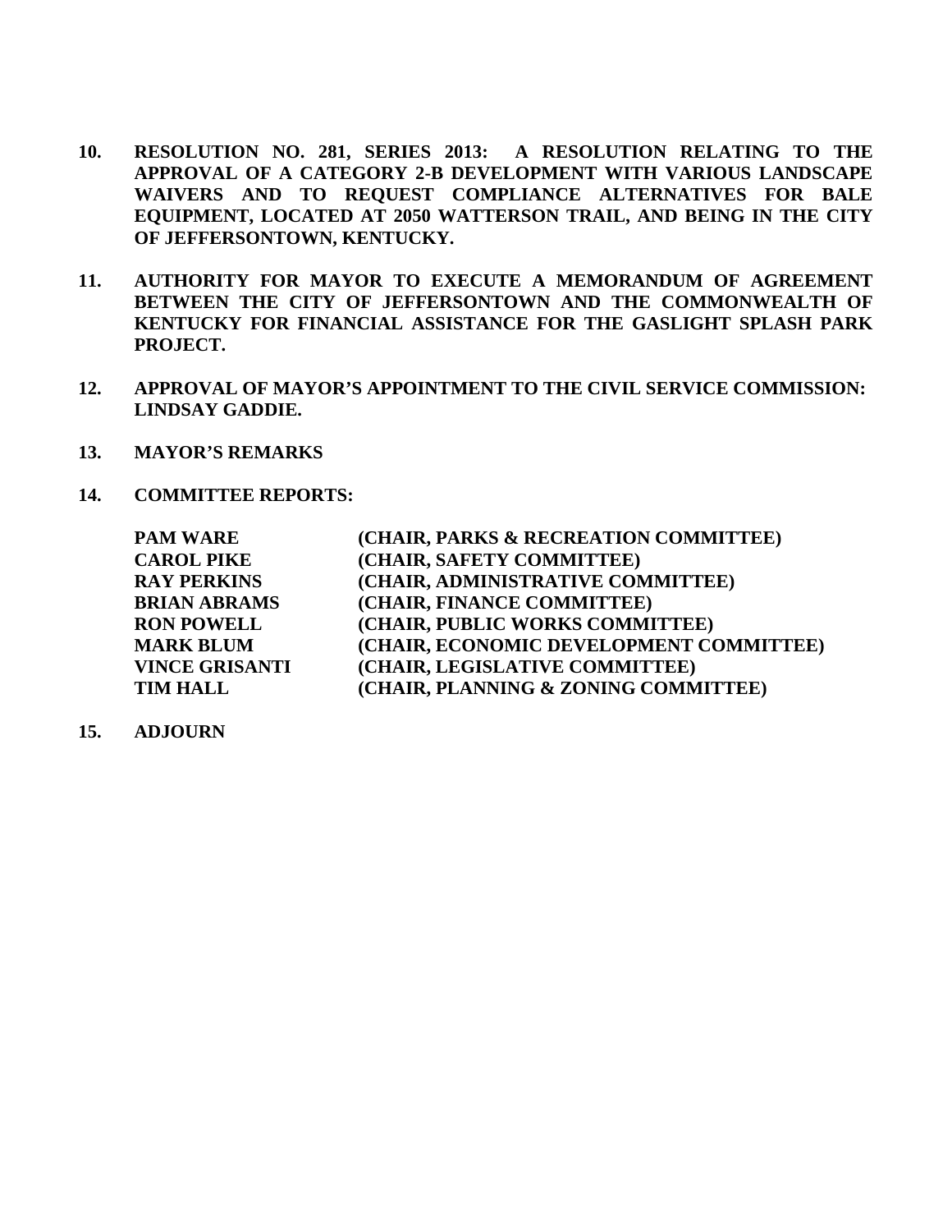**10. RESOLUTION NO. 281, SERIES 2013: A RESOLUTION RELATING TO THE APPROVAL OF A CATEGORY 2-B DEVELOPMENT WITH VARIOUS LANDSCAPE WAIVERS AND TO REQUEST COMPLIANCE ALTERNATIVES FOR BALE EQUIPMENT, LOCATED AT 2050 WATTERSON TRAIL, AND BEING IN THE CITY OF JEFFERSONTOWN, KENTUCKY.**

**11. AUTHORITY FOR MAYOR TO EXECUTE A MEMORANDUM OF AGREEMENT BETWEEN THE CITY OF JEFFERSONTOWN AND THE COMMONWEALTH OF KENTUCKY FOR FINANCIAL ASSISTANCE FOR THE GASLIGHT SPLASH PARK PROJECT.**

**12. APPROVAL OF MAYOR'S APPOINTMENT TO THE CIVIL SERVICE COMMISSION: LINDSAY GADDIE.**

**13. MAYOR'S REMARKS**

**14. COMMITTEE REPORTS:**

| | |
|---|---|
| **PAM WARE** | **(CHAIR, PARKS & RECREATION COMMITTEE)** |
| **CAROL PIKE** | **(CHAIR, SAFETY COMMITTEE)** |
| **RAY PERKINS** | **(CHAIR, ADMINISTRATIVE COMMITTEE)** |
| **BRIAN ABRAMS** | **(CHAIR, FINANCE COMMITTEE)** |
| **RON POWELL** | **(CHAIR, PUBLIC WORKS COMMITTEE)** |
| **MARK BLUM** | **(CHAIR, ECONOMIC DEVELOPMENT COMMITTEE)** |
| **VINCE GRISANTI** | **(CHAIR, LEGISLATIVE COMMITTEE)** |
| **TIM HALL** | **(CHAIR, PLANNING & ZONING COMMITTEE)** |

**15. ADJOURN**